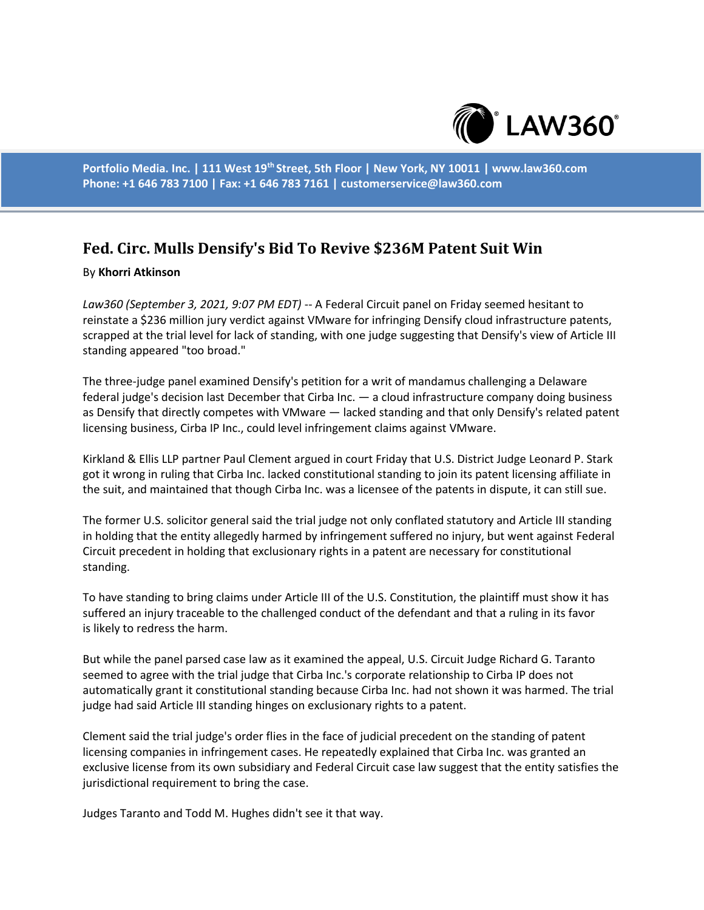# Fed. Circ. Mulls Densify's Bid To Revive $236M Patent Suit Win

By **Khorri Atkinson**

*Law360 (September 3, 2021, 9:07 PM EDT)* -- A Federal Circuit panel on Friday seemed hesitant to reinstate a $236 million jury verdict against VMware for infringing Densify cloud infrastructure patents, scrapped at the trial level for lack of standing, with one judge suggesting that Densify's view of Article III standing appeared "too broad."

The three-judge panel examined Densify's petition for a writ of mandamus challenging a Delaware federal judge's decision last December that Cirba Inc. — a cloud infrastructure company doing business as Densify that directly competes with VMware — lacked standing and that only Densify's related patent licensing business, Cirba IP Inc., could level infringement claims against VMware.

Kirkland & Ellis LLP partner Paul Clement argued in court Friday that U.S. District Judge Leonard P. Stark got it wrong in ruling that Cirba Inc. lacked constitutional standing to join its patent licensing affiliate in the suit, and maintained that though Cirba Inc. was a licensee of the patents in dispute, it can still sue.

The former U.S. solicitor general said the trial judge not only conflated statutory and Article III standing in holding that the entity allegedly harmed by infringement suffered no injury, but went against Federal Circuit precedent in holding that exclusionary rights in a patent are necessary for constitutional standing.

To have standing to bring claims under Article III of the U.S. Constitution, the plaintiff must show it has suffered an injury traceable to the challenged conduct of the defendant and that a ruling in its favor is likely to redress the harm.

But while the panel parsed case law as it examined the appeal, U.S. Circuit Judge Richard G. Taranto seemed to agree with the trial judge that Cirba Inc.'s corporate relationship to Cirba IP does not automatically grant it constitutional standing because Cirba Inc. had not shown it was harmed. The trial judge had said Article III standing hinges on exclusionary rights to a patent.

Clement said the trial judge's order flies in the face of judicial precedent on the standing of patent licensing companies in infringement cases. He repeatedly explained that Cirba Inc. was granted an exclusive license from its own subsidiary and Federal Circuit case law suggest that the entity satisfies the jurisdictional requirement to bring the case.

Judges Taranto and Todd M. Hughes didn't see it that way.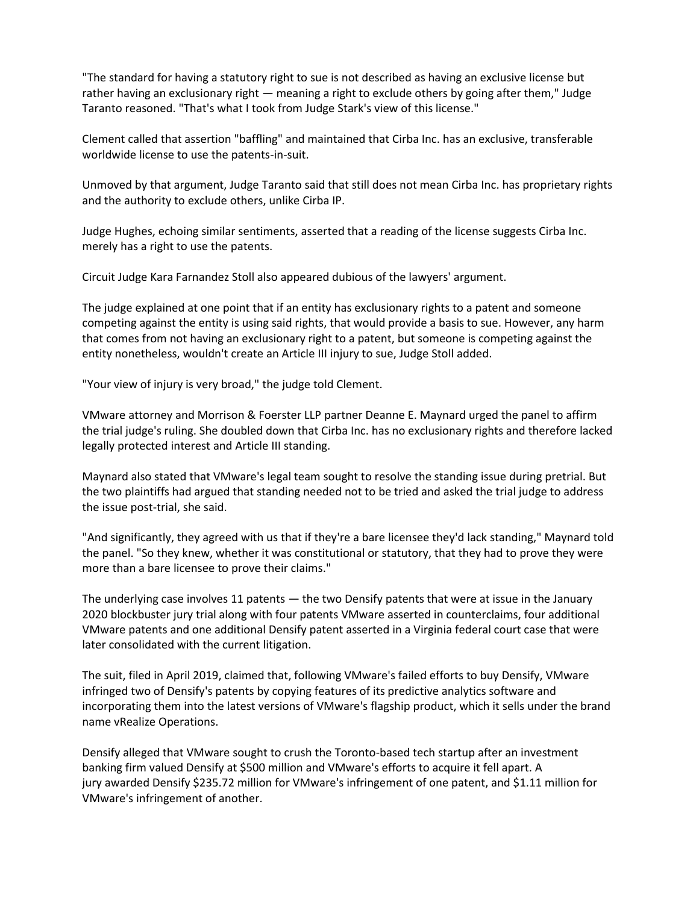"The standard for having a statutory right to sue is not described as having an exclusive license but rather having an exclusionary right — meaning a right to exclude others by going after them," Judge Taranto reasoned. "That's what I took from Judge Stark's view of this license."

Clement called that assertion "baffling" and maintained that Cirba Inc. has an exclusive, transferable worldwide license to use the patents-in-suit.

Unmoved by that argument, Judge Taranto said that still does not mean Cirba Inc. has proprietary rights and the authority to exclude others, unlike Cirba IP.

Judge Hughes, echoing similar sentiments, asserted that a reading of the license suggests Cirba Inc. merely has a right to use the patents.

Circuit Judge Kara Farnandez Stoll also appeared dubious of the lawyers' argument.

The judge explained at one point that if an entity has exclusionary rights to a patent and someone competing against the entity is using said rights, that would provide a basis to sue. However, any harm that comes from not having an exclusionary right to a patent, but someone is competing against the entity nonetheless, wouldn't create an Article III injury to sue, Judge Stoll added.

"Your view of injury is very broad," the judge told Clement.

VMware attorney and Morrison & Foerster LLP partner Deanne E. Maynard urged the panel to affirm the trial judge's ruling. She doubled down that Cirba Inc. has no exclusionary rights and therefore lacked legally protected interest and Article III standing.

Maynard also stated that VMware's legal team sought to resolve the standing issue during pretrial. But the two plaintiffs had argued that standing needed not to be tried and asked the trial judge to address the issue post-trial, she said.

"And significantly, they agreed with us that if they're a bare licensee they'd lack standing," Maynard told the panel. "So they knew, whether it was constitutional or statutory, that they had to prove they were more than a bare licensee to prove their claims."

The underlying case involves 11 patents — the two Densify patents that were at issue in the January 2020 blockbuster jury trial along with four patents VMware asserted in counterclaims, four additional VMware patents and one additional Densify patent asserted in a Virginia federal court case that were later consolidated with the current litigation.

The suit, filed in April 2019, claimed that, following VMware's failed efforts to buy Densify, VMware infringed two of Densify's patents by copying features of its predictive analytics software and incorporating them into the latest versions of VMware's flagship product, which it sells under the brand name vRealize Operations.

Densify alleged that VMware sought to crush the Toronto-based tech startup after an investment banking firm valued Densify at $500 million and VMware's efforts to acquire it fell apart. A jury awarded Densify $235.72 million for VMware's infringement of one patent, and $1.11 million for VMware's infringement of another.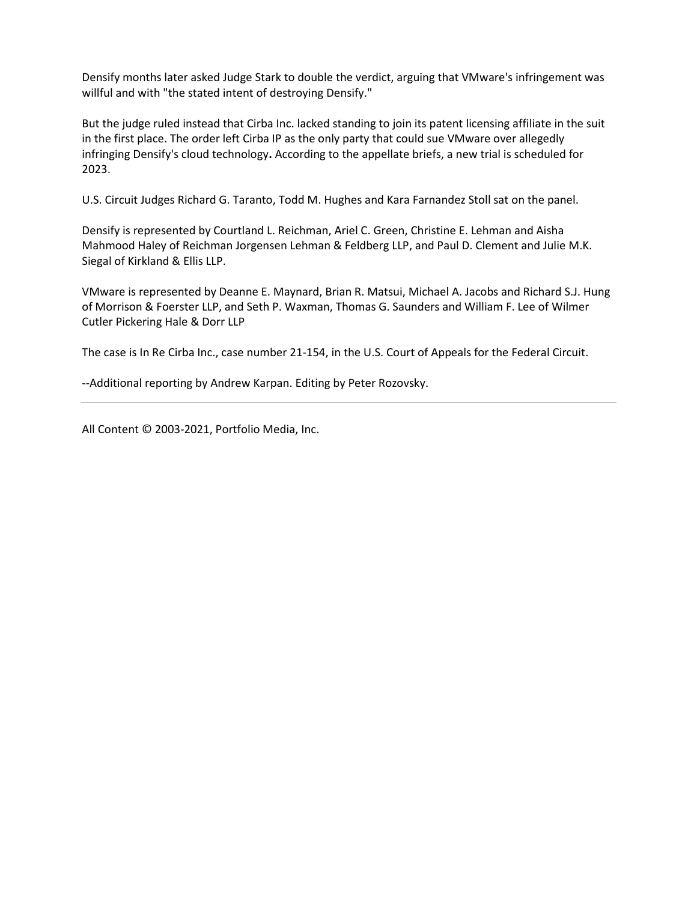Densify months later asked Judge Stark to double the verdict, arguing that VMware's infringement was willful and with "the stated intent of destroying Densify."

But the judge ruled instead that Cirba Inc. lacked standing to join its patent licensing affiliate in the suit in the first place. The order left Cirba IP as the only party that could sue VMware over allegedly infringing Densify's cloud technology**.** According to the appellate briefs, a new trial is scheduled for 2023.

U.S. Circuit Judges Richard G. Taranto, Todd M. Hughes and Kara Farnandez Stoll sat on the panel.

Densify is represented by Courtland L. Reichman, Ariel C. Green, Christine E. Lehman and Aisha Mahmood Haley of Reichman Jorgensen Lehman & Feldberg LLP, and Paul D. Clement and Julie M.K. Siegal of Kirkland & Ellis LLP.

VMware is represented by Deanne E. Maynard, Brian R. Matsui, Michael A. Jacobs and Richard S.J. Hung of Morrison & Foerster LLP, and Seth P. Waxman, Thomas G. Saunders and William F. Lee of Wilmer Cutler Pickering Hale & Dorr LLP

The case is In Re Cirba Inc., case number 21-154, in the U.S. Court of Appeals for the Federal Circuit.

--Additional reporting by Andrew Karpan. Editing by Peter Rozovsky.

---

All Content © 2003-2021, Portfolio Media, Inc.